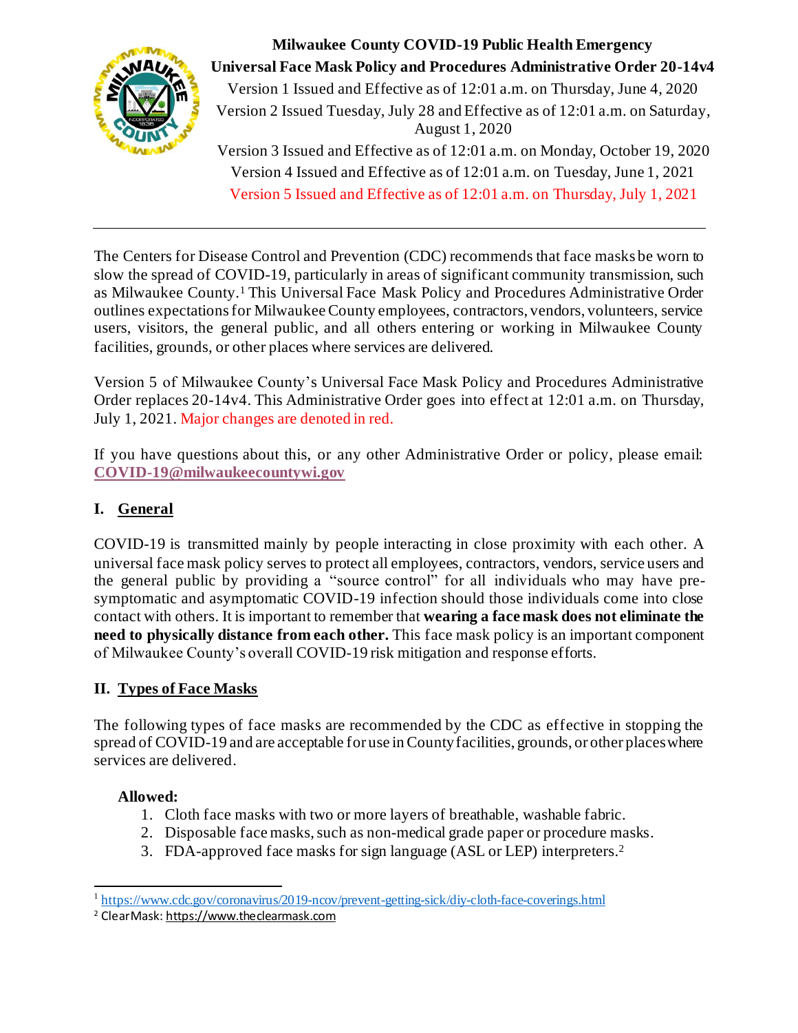**Milwaukee County COVID-19 Public Health Emergency**
**Universal Face Mask Policy and Procedures Administrative Order 20-14v4**

Version 1 Issued and Effective as of 12:01 a.m. on Thursday, June 4, 2020
Version 2 Issued Tuesday, July 28 and Effective as of 12:01 a.m. on Saturday, August 1, 2020
Version 3 Issued and Effective as of 12:01 a.m. on Monday, October 19, 2020
Version 4 Issued and Effective as of 12:01 a.m. on Tuesday, June 1, 2021
Version 5 Issued and Effective as of 12:01 a.m. on Thursday, July 1, 2021

---

The Centers for Disease Control and Prevention (CDC) recommends that face masks be worn to slow the spread of COVID-19, particularly in areas of significant community transmission, such as Milwaukee County.[1] This Universal Face Mask Policy and Procedures Administrative Order outlines expectations for Milwaukee County employees, contractors, vendors, volunteers, service users, visitors, the general public, and all others entering or working in Milwaukee County facilities, grounds, or other places where services are delivered.

Version 5 of Milwaukee County's Universal Face Mask Policy and Procedures Administrative Order replaces 20-14v4. This Administrative Order goes into effect at 12:01 a.m. on Thursday, July 1, 2021. Major changes are denoted in red.

If you have questions about this, or any other Administrative Order or policy, please email: **COVID-19@milwaukeecountywi.gov**

## I. General

COVID-19 is transmitted mainly by people interacting in close proximity with each other. A universal face mask policy serves to protect all employees, contractors, vendors, service users and the general public by providing a "source control" for all individuals who may have pre-symptomatic and asymptomatic COVID-19 infection should those individuals come into close contact with others. It is important to remember that **wearing a face mask does not eliminate the need to physically distance from each other.** This face mask policy is an important component of Milwaukee County's overall COVID-19 risk mitigation and response efforts.

## II. Types of Face Masks

The following types of face masks are recommended by the CDC as effective in stopping the spread of COVID-19 and are acceptable for use in County facilities, grounds, or other places where services are delivered.

**Allowed:**

1. Cloth face masks with two or more layers of breathable, washable fabric.
2. Disposable face masks, such as non-medical grade paper or procedure masks.
3. FDA-approved face masks for sign language (ASL or LEP) interpreters.[2]

---

[1] https://www.cdc.gov/coronavirus/2019-ncov/prevent-getting-sick/diy-cloth-face-coverings.html

[2] ClearMask: https://www.theclearmask.com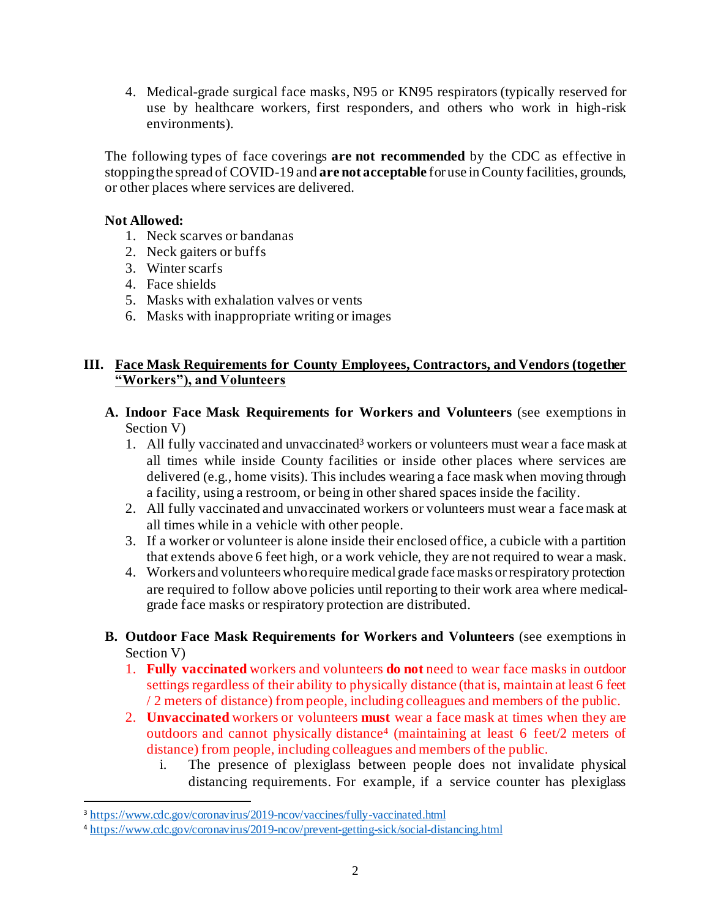4. Medical-grade surgical face masks, N95 or KN95 respirators (typically reserved for use by healthcare workers, first responders, and others who work in high-risk environments).

The following types of face coverings **are not recommended** by the CDC as effective in stopping the spread of COVID-19 and **are not acceptable** for use in County facilities, grounds, or other places where services are delivered.

**Not Allowed:**

1. Neck scarves or bandanas
2. Neck gaiters or buffs
3. Winter scarfs
4. Face shields
5. Masks with exhalation valves or vents
6. Masks with inappropriate writing or images

## III. Face Mask Requirements for County Employees, Contractors, and Vendors (together "Workers"), and Volunteers

**A. Indoor Face Mask Requirements for Workers and Volunteers** (see exemptions in Section V)

1. All fully vaccinated and unvaccinated[3] workers or volunteers must wear a face mask at all times while inside County facilities or inside other places where services are delivered (e.g., home visits). This includes wearing a face mask when moving through a facility, using a restroom, or being in other shared spaces inside the facility.
2. All fully vaccinated and unvaccinated workers or volunteers must wear a face mask at all times while in a vehicle with other people.
3. If a worker or volunteer is alone inside their enclosed office, a cubicle with a partition that extends above 6 feet high, or a work vehicle, they are not required to wear a mask.
4. Workers and volunteers who require medical grade face masks or respiratory protection are required to follow above policies until reporting to their work area where medical-grade face masks or respiratory protection are distributed.

**B. Outdoor Face Mask Requirements for Workers and Volunteers** (see exemptions in Section V)

1. **Fully vaccinated** workers and volunteers **do not** need to wear face masks in outdoor settings regardless of their ability to physically distance (that is, maintain at least 6 feet / 2 meters of distance) from people, including colleagues and members of the public.
2. **Unvaccinated** workers or volunteers **must** wear a face mask at times when they are outdoors and cannot physically distance[4] (maintaining at least 6 feet/2 meters of distance) from people, including colleagues and members of the public.
   i. The presence of plexiglass between people does not invalidate physical distancing requirements. For example, if a service counter has plexiglass

---

[3] https://www.cdc.gov/coronavirus/2019-ncov/vaccines/fully-vaccinated.html

[4] https://www.cdc.gov/coronavirus/2019-ncov/prevent-getting-sick/social-distancing.html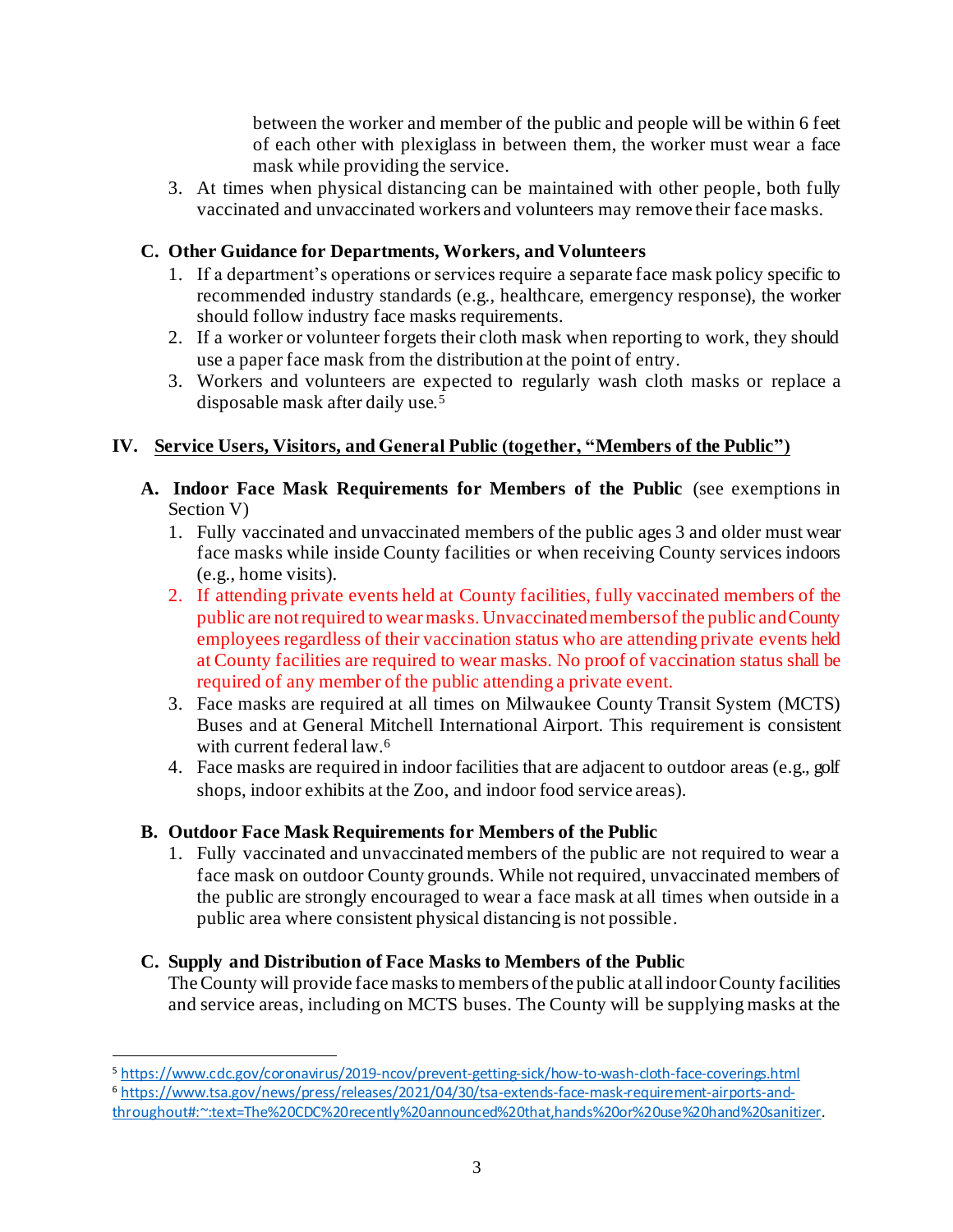between the worker and member of the public and people will be within 6 feet of each other with plexiglass in between them, the worker must wear a face mask while providing the service.

3. At times when physical distancing can be maintained with other people, both fully vaccinated and unvaccinated workers and volunteers may remove their face masks.

### C. Other Guidance for Departments, Workers, and Volunteers

1. If a department's operations or services require a separate face mask policy specific to recommended industry standards (e.g., healthcare, emergency response), the worker should follow industry face masks requirements.
2. If a worker or volunteer forgets their cloth mask when reporting to work, they should use a paper face mask from the distribution at the point of entry.
3. Workers and volunteers are expected to regularly wash cloth masks or replace a disposable mask after daily use.[5]

## IV. Service Users, Visitors, and General Public (together, "Members of the Public")

### A. Indoor Face Mask Requirements for Members of the Public (see exemptions in Section V)

1. Fully vaccinated and unvaccinated members of the public ages 3 and older must wear face masks while inside County facilities or when receiving County services indoors (e.g., home visits).
2. If attending private events held at County facilities, fully vaccinated members of the public are not required to wear masks. Unvaccinated members of the public and County employees regardless of their vaccination status who are attending private events held at County facilities are required to wear masks. No proof of vaccination status shall be required of any member of the public attending a private event.
3. Face masks are required at all times on Milwaukee County Transit System (MCTS) Buses and at General Mitchell International Airport. This requirement is consistent with current federal law.[6]
4. Face masks are required in indoor facilities that are adjacent to outdoor areas (e.g., golf shops, indoor exhibits at the Zoo, and indoor food service areas).

### B. Outdoor Face Mask Requirements for Members of the Public

1. Fully vaccinated and unvaccinated members of the public are not required to wear a face mask on outdoor County grounds. While not required, unvaccinated members of the public are strongly encouraged to wear a face mask at all times when outside in a public area where consistent physical distancing is not possible.

### C. Supply and Distribution of Face Masks to Members of the Public

The County will provide face masks to members of the public at all indoor County facilities and service areas, including on MCTS buses. The County will be supplying masks at the

---

[5] https://www.cdc.gov/coronavirus/2019-ncov/prevent-getting-sick/how-to-wash-cloth-face-coverings.html

[6] https://www.tsa.gov/news/press/releases/2021/04/30/tsa-extends-face-mask-requirement-airports-and-throughout#:~:text=The%20CDC%20recently%20announced%20that,hands%20or%20use%20hand%20sanitizer.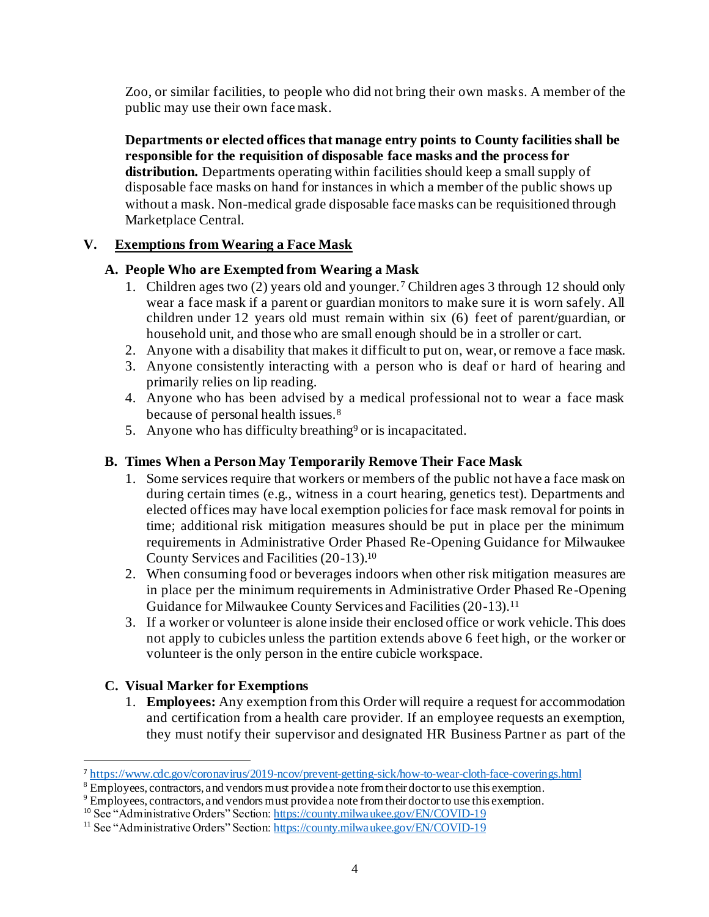Zoo, or similar facilities, to people who did not bring their own masks. A member of the public may use their own face mask.

**Departments or elected offices that manage entry points to County facilities shall be responsible for the requisition of disposable face masks and the process for distribution.** Departments operating within facilities should keep a small supply of disposable face masks on hand for instances in which a member of the public shows up without a mask. Non-medical grade disposable face masks can be requisitioned through Marketplace Central.

## V. Exemptions from Wearing a Face Mask

### A. People Who are Exempted from Wearing a Mask

1. Children ages two (2) years old and younger.[7] Children ages 3 through 12 should only wear a face mask if a parent or guardian monitors to make sure it is worn safely. All children under 12 years old must remain within six (6) feet of parent/guardian, or household unit, and those who are small enough should be in a stroller or cart.
2. Anyone with a disability that makes it difficult to put on, wear, or remove a face mask.
3. Anyone consistently interacting with a person who is deaf or hard of hearing and primarily relies on lip reading.
4. Anyone who has been advised by a medical professional not to wear a face mask because of personal health issues.[8]
5. Anyone who has difficulty breathing[9] or is incapacitated.

### B. Times When a Person May Temporarily Remove Their Face Mask

1. Some services require that workers or members of the public not have a face mask on during certain times (e.g., witness in a court hearing, genetics test). Departments and elected offices may have local exemption policies for face mask removal for points in time; additional risk mitigation measures should be put in place per the minimum requirements in Administrative Order Phased Re-Opening Guidance for Milwaukee County Services and Facilities (20-13).[10]
2. When consuming food or beverages indoors when other risk mitigation measures are in place per the minimum requirements in Administrative Order Phased Re-Opening Guidance for Milwaukee County Services and Facilities (20-13).[11]
3. If a worker or volunteer is alone inside their enclosed office or work vehicle. This does not apply to cubicles unless the partition extends above 6 feet high, or the worker or volunteer is the only person in the entire cubicle workspace.

### C. Visual Marker for Exemptions

1. **Employees:** Any exemption from this Order will require a request for accommodation and certification from a health care provider. If an employee requests an exemption, they must notify their supervisor and designated HR Business Partner as part of the

---

[7] https://www.cdc.gov/coronavirus/2019-ncov/prevent-getting-sick/how-to-wear-cloth-face-coverings.html

[8] Employees, contractors, and vendors must provide a note from their doctor to use this exemption.

[9] Employees, contractors, and vendors must provide a note from their doctor to use this exemption.

[10] See "Administrative Orders" Section: https://county.milwaukee.gov/EN/COVID-19

[11] See "Administrative Orders" Section: https://county.milwaukee.gov/EN/COVID-19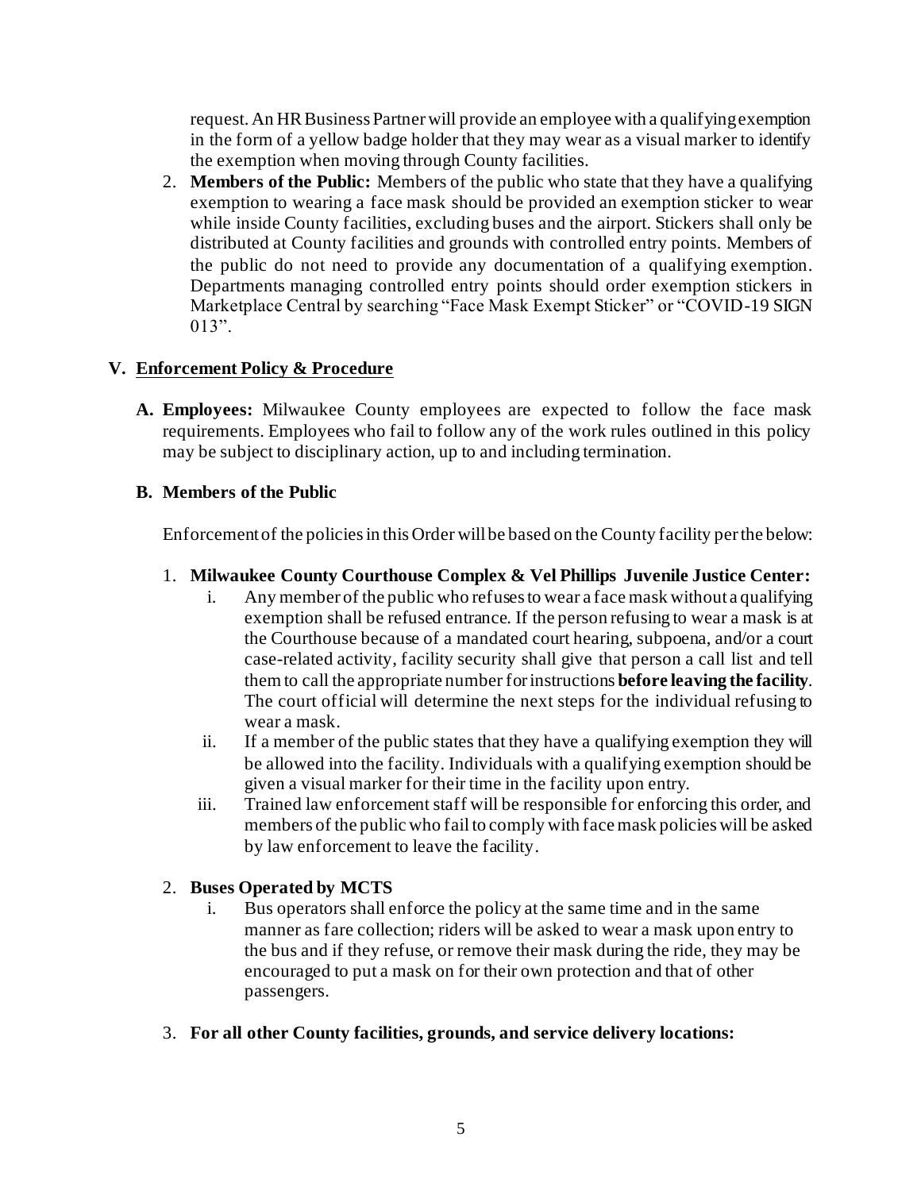request. An HR Business Partner will provide an employee with a qualifying exemption in the form of a yellow badge holder that they may wear as a visual marker to identify the exemption when moving through County facilities.

2. **Members of the Public:** Members of the public who state that they have a qualifying exemption to wearing a face mask should be provided an exemption sticker to wear while inside County facilities, excluding buses and the airport. Stickers shall only be distributed at County facilities and grounds with controlled entry points. Members of the public do not need to provide any documentation of a qualifying exemption. Departments managing controlled entry points should order exemption stickers in Marketplace Central by searching "Face Mask Exempt Sticker" or "COVID-19 SIGN 013".

## V. Enforcement Policy & Procedure

**A. Employees:** Milwaukee County employees are expected to follow the face mask requirements. Employees who fail to follow any of the work rules outlined in this policy may be subject to disciplinary action, up to and including termination.

**B. Members of the Public**

Enforcement of the policies in this Order will be based on the County facility per the below:

1. **Milwaukee County Courthouse Complex & Vel Phillips Juvenile Justice Center:**
   - i. Any member of the public who refuses to wear a face mask without a qualifying exemption shall be refused entrance. If the person refusing to wear a mask is at the Courthouse because of a mandated court hearing, subpoena, and/or a court case-related activity, facility security shall give that person a call list and tell them to call the appropriate number for instructions **before leaving the facility**. The court official will determine the next steps for the individual refusing to wear a mask.
   - ii. If a member of the public states that they have a qualifying exemption they will be allowed into the facility. Individuals with a qualifying exemption should be given a visual marker for their time in the facility upon entry.
   - iii. Trained law enforcement staff will be responsible for enforcing this order, and members of the public who fail to comply with face mask policies will be asked by law enforcement to leave the facility.

2. **Buses Operated by MCTS**
   - i. Bus operators shall enforce the policy at the same time and in the same manner as fare collection; riders will be asked to wear a mask upon entry to the bus and if they refuse, or remove their mask during the ride, they may be encouraged to put a mask on for their own protection and that of other passengers.

3. **For all other County facilities, grounds, and service delivery locations:**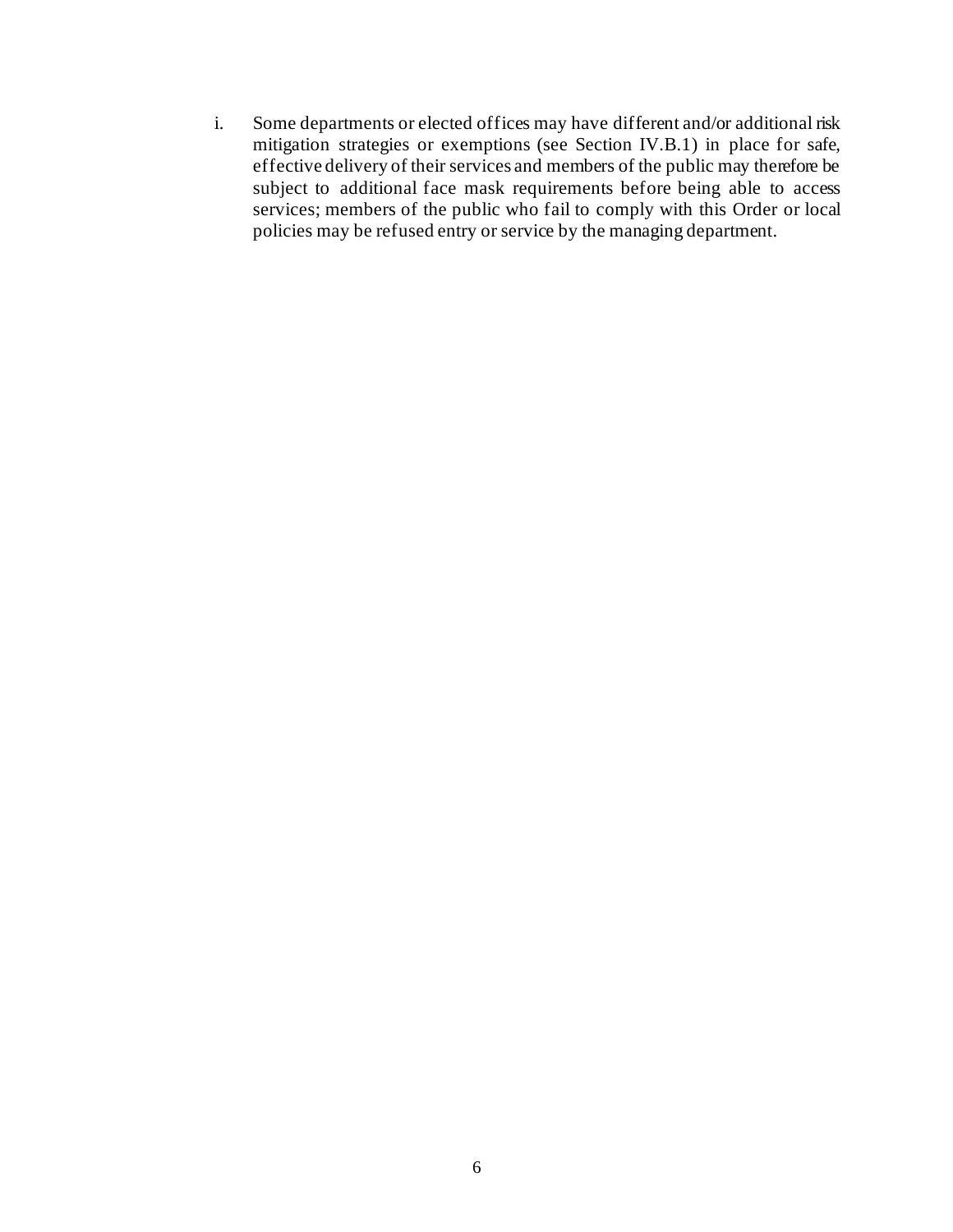i. Some departments or elected offices may have different and/or additional risk mitigation strategies or exemptions (see Section IV.B.1) in place for safe, effective delivery of their services and members of the public may therefore be subject to additional face mask requirements before being able to access services; members of the public who fail to comply with this Order or local policies may be refused entry or service by the managing department.